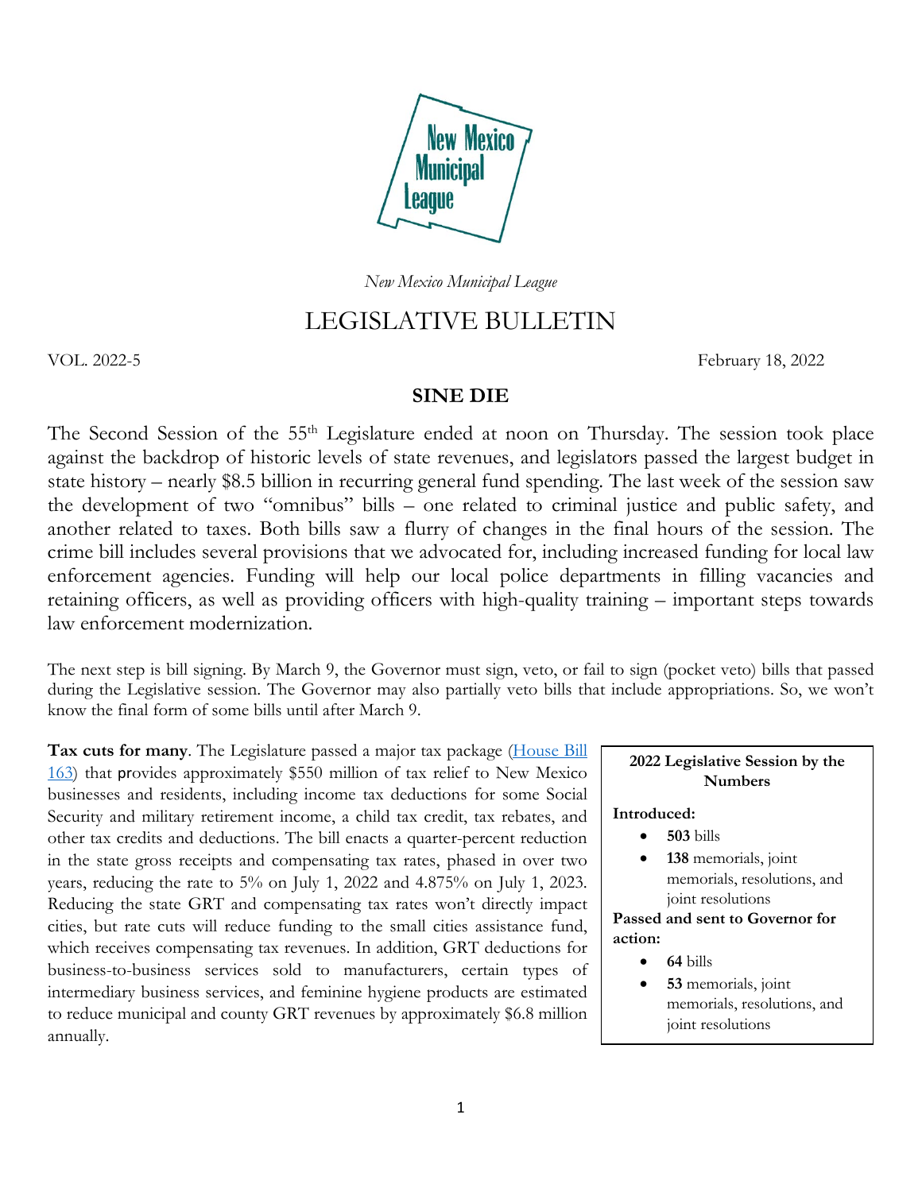*New Mexico Municipal League*

# LEGISLATIVE BULLETIN

VOL. 2022-5 February 18, 2022

## SINE DIE

The Second Session of the 55th Legislature ended at noon on Thursday. The session took place against the backdrop of historic levels of state revenues, and legislators passed the largest budget in state history – nearly $8.5 billion in recurring general fund spending. The last week of the session saw the development of two "omnibus" bills – one related to criminal justice and public safety, and another related to taxes. Both bills saw a flurry of changes in the final hours of the session. The crime bill includes several provisions that we advocated for, including increased funding for local law enforcement agencies. Funding will help our local police departments in filling vacancies and retaining officers, as well as providing officers with high-quality training – important steps towards law enforcement modernization.

The next step is bill signing. By March 9, the Governor must sign, veto, or fail to sign (pocket veto) bills that passed during the Legislative session. The Governor may also partially veto bills that include appropriations. So, we won't know the final form of some bills until after March 9.

**Tax cuts for many**. The Legislature passed a major tax package (House Bill 163) that provides approximately $550 million of tax relief to New Mexico businesses and residents, including income tax deductions for some Social Security and military retirement income, a child tax credit, tax rebates, and other tax credits and deductions. The bill enacts a quarter-percent reduction in the state gross receipts and compensating tax rates, phased in over two years, reducing the rate to 5% on July 1, 2022 and 4.875% on July 1, 2023. Reducing the state GRT and compensating tax rates won't directly impact cities, but rate cuts will reduce funding to the small cities assistance fund, which receives compensating tax revenues. In addition, GRT deductions for business-to-business services sold to manufacturers, certain types of intermediary business services, and feminine hygiene products are estimated to reduce municipal and county GRT revenues by approximately $6.8 million annually.

> **2022 Legislative Session by the Numbers**
>
> **Introduced:**
> - **503** bills
> - **138** memorials, joint memorials, resolutions, and joint resolutions
>
> **Passed and sent to Governor for action:**
> - **64** bills
> - **53** memorials, joint memorials, resolutions, and joint resolutions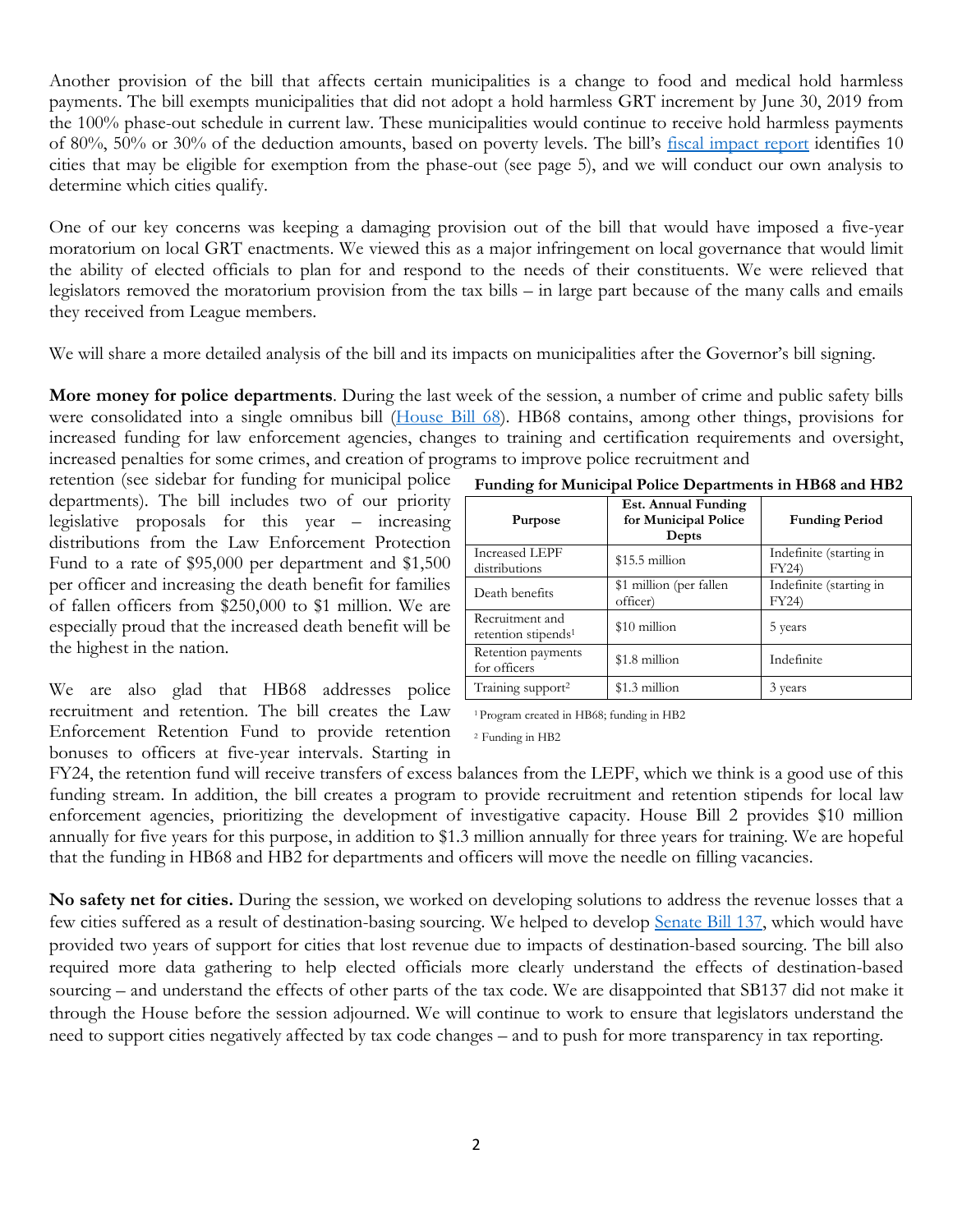Another provision of the bill that affects certain municipalities is a change to food and medical hold harmless payments. The bill exempts municipalities that did not adopt a hold harmless GRT increment by June 30, 2019 from the 100% phase-out schedule in current law. These municipalities would continue to receive hold harmless payments of 80%, 50% or 30% of the deduction amounts, based on poverty levels. The bill's fiscal impact report identifies 10 cities that may be eligible for exemption from the phase-out (see page 5), and we will conduct our own analysis to determine which cities qualify.

One of our key concerns was keeping a damaging provision out of the bill that would have imposed a five-year moratorium on local GRT enactments. We viewed this as a major infringement on local governance that would limit the ability of elected officials to plan for and respond to the needs of their constituents. We were relieved that legislators removed the moratorium provision from the tax bills – in large part because of the many calls and emails they received from League members.

We will share a more detailed analysis of the bill and its impacts on municipalities after the Governor's bill signing.

**More money for police departments**. During the last week of the session, a number of crime and public safety bills were consolidated into a single omnibus bill (House Bill 68). HB68 contains, among other things, provisions for increased funding for law enforcement agencies, changes to training and certification requirements and oversight, increased penalties for some crimes, and creation of programs to improve police recruitment and retention (see sidebar for funding for municipal police departments). The bill includes two of our priority legislative proposals for this year – increasing distributions from the Law Enforcement Protection Fund to a rate of $95,000 per department and $1,500 per officer and increasing the death benefit for families of fallen officers from $250,000 to $1 million. We are especially proud that the increased death benefit will be the highest in the nation.

**Funding for Municipal Police Departments in HB68 and HB2**

| Purpose | Est. Annual Funding for Municipal Police Depts | Funding Period |
|---|---|---|
| Increased LEPF distributions | $15.5 million | Indefinite (starting in FY24) |
| Death benefits | $1 million (per fallen officer) | Indefinite (starting in FY24) |
| Recruitment and retention stipends[1] | $10 million | 5 years |
| Retention payments for officers | $1.8 million | Indefinite |
| Training support[2] | $1.3 million | 3 years |

[1] Program created in HB68; funding in HB2

[2] Funding in HB2

We are also glad that HB68 addresses police recruitment and retention. The bill creates the Law Enforcement Retention Fund to provide retention bonuses to officers at five-year intervals. Starting in FY24, the retention fund will receive transfers of excess balances from the LEPF, which we think is a good use of this funding stream. In addition, the bill creates a program to provide recruitment and retention stipends for local law enforcement agencies, prioritizing the development of investigative capacity. House Bill 2 provides $10 million annually for five years for this purpose, in addition to $1.3 million annually for three years for training. We are hopeful that the funding in HB68 and HB2 for departments and officers will move the needle on filling vacancies.

**No safety net for cities.** During the session, we worked on developing solutions to address the revenue losses that a few cities suffered as a result of destination-basing sourcing. We helped to develop Senate Bill 137, which would have provided two years of support for cities that lost revenue due to impacts of destination-based sourcing. The bill also required more data gathering to help elected officials more clearly understand the effects of destination-based sourcing – and understand the effects of other parts of the tax code. We are disappointed that SB137 did not make it through the House before the session adjourned. We will continue to work to ensure that legislators understand the need to support cities negatively affected by tax code changes – and to push for more transparency in tax reporting.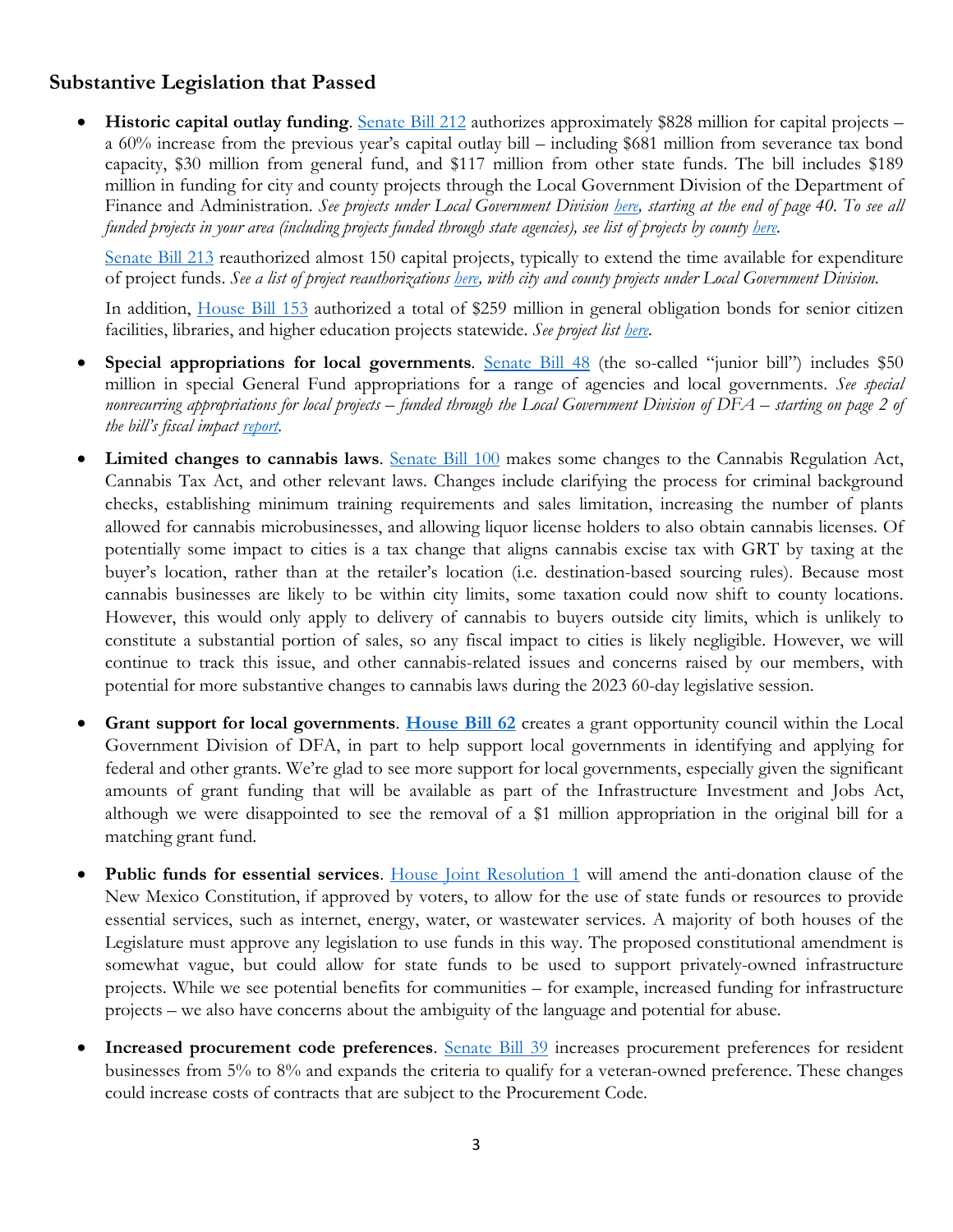## Substantive Legislation that Passed

- **Historic capital outlay funding**. Senate Bill 212 authorizes approximately $828 million for capital projects – a 60% increase from the previous year's capital outlay bill – including $681 million from severance tax bond capacity, $30 million from general fund, and $117 million from other state funds. The bill includes $189 million in funding for city and county projects through the Local Government Division of the Department of Finance and Administration. *See projects under Local Government Division here, starting at the end of page 40. To see all funded projects in your area (including projects funded through state agencies), see list of projects by county here.*

  Senate Bill 213 reauthorized almost 150 capital projects, typically to extend the time available for expenditure of project funds. *See a list of project reauthorizations here, with city and county projects under Local Government Division.*

  In addition, House Bill 153 authorized a total of $259 million in general obligation bonds for senior citizen facilities, libraries, and higher education projects statewide. *See project list here.*

- **Special appropriations for local governments**. Senate Bill 48 (the so-called "junior bill") includes $50 million in special General Fund appropriations for a range of agencies and local governments. *See special nonrecurring appropriations for local projects – funded through the Local Government Division of DFA – starting on page 2 of the bill's fiscal impact report.*

- **Limited changes to cannabis laws**. Senate Bill 100 makes some changes to the Cannabis Regulation Act, Cannabis Tax Act, and other relevant laws. Changes include clarifying the process for criminal background checks, establishing minimum training requirements and sales limitation, increasing the number of plants allowed for cannabis microbusinesses, and allowing liquor license holders to also obtain cannabis licenses. Of potentially some impact to cities is a tax change that aligns cannabis excise tax with GRT by taxing at the buyer's location, rather than at the retailer's location (i.e. destination-based sourcing rules). Because most cannabis businesses are likely to be within city limits, some taxation could now shift to county locations. However, this would only apply to delivery of cannabis to buyers outside city limits, which is unlikely to constitute a substantial portion of sales, so any fiscal impact to cities is likely negligible. However, we will continue to track this issue, and other cannabis-related issues and concerns raised by our members, with potential for more substantive changes to cannabis laws during the 2023 60-day legislative session.

- **Grant support for local governments**. **House Bill 62** creates a grant opportunity council within the Local Government Division of DFA, in part to help support local governments in identifying and applying for federal and other grants. We're glad to see more support for local governments, especially given the significant amounts of grant funding that will be available as part of the Infrastructure Investment and Jobs Act, although we were disappointed to see the removal of a $1 million appropriation in the original bill for a matching grant fund.

- **Public funds for essential services**. House Joint Resolution 1 will amend the anti-donation clause of the New Mexico Constitution, if approved by voters, to allow for the use of state funds or resources to provide essential services, such as internet, energy, water, or wastewater services. A majority of both houses of the Legislature must approve any legislation to use funds in this way. The proposed constitutional amendment is somewhat vague, but could allow for state funds to be used to support privately-owned infrastructure projects. While we see potential benefits for communities – for example, increased funding for infrastructure projects – we also have concerns about the ambiguity of the language and potential for abuse.

- **Increased procurement code preferences**. Senate Bill 39 increases procurement preferences for resident businesses from 5% to 8% and expands the criteria to qualify for a veteran-owned preference. These changes could increase costs of contracts that are subject to the Procurement Code.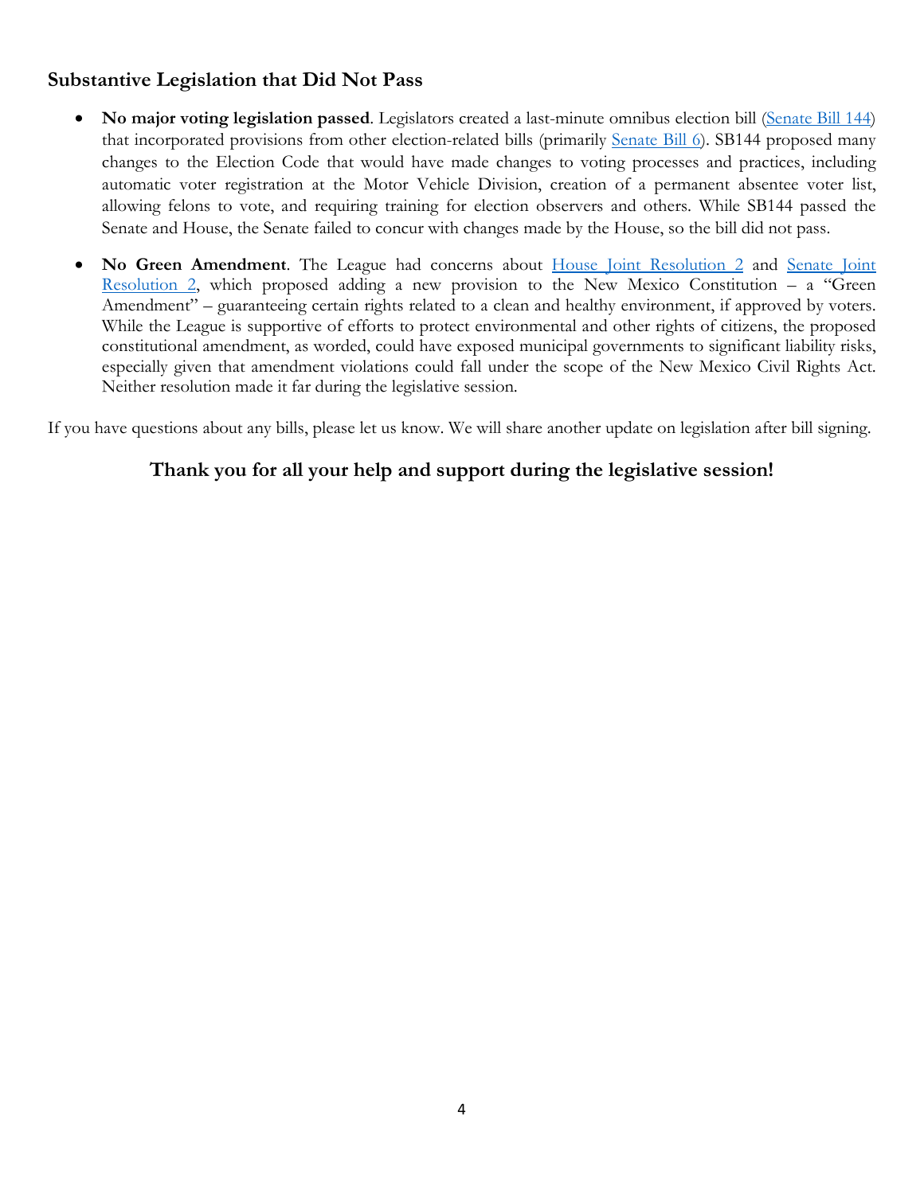## Substantive Legislation that Did Not Pass

- **No major voting legislation passed**. Legislators created a last-minute omnibus election bill (Senate Bill 144) that incorporated provisions from other election-related bills (primarily Senate Bill 6). SB144 proposed many changes to the Election Code that would have made changes to voting processes and practices, including automatic voter registration at the Motor Vehicle Division, creation of a permanent absentee voter list, allowing felons to vote, and requiring training for election observers and others. While SB144 passed the Senate and House, the Senate failed to concur with changes made by the House, so the bill did not pass.
- **No Green Amendment**. The League had concerns about House Joint Resolution 2 and Senate Joint Resolution 2, which proposed adding a new provision to the New Mexico Constitution – a "Green Amendment" – guaranteeing certain rights related to a clean and healthy environment, if approved by voters. While the League is supportive of efforts to protect environmental and other rights of citizens, the proposed constitutional amendment, as worded, could have exposed municipal governments to significant liability risks, especially given that amendment violations could fall under the scope of the New Mexico Civil Rights Act. Neither resolution made it far during the legislative session.

If you have questions about any bills, please let us know. We will share another update on legislation after bill signing.

**Thank you for all your help and support during the legislative session!**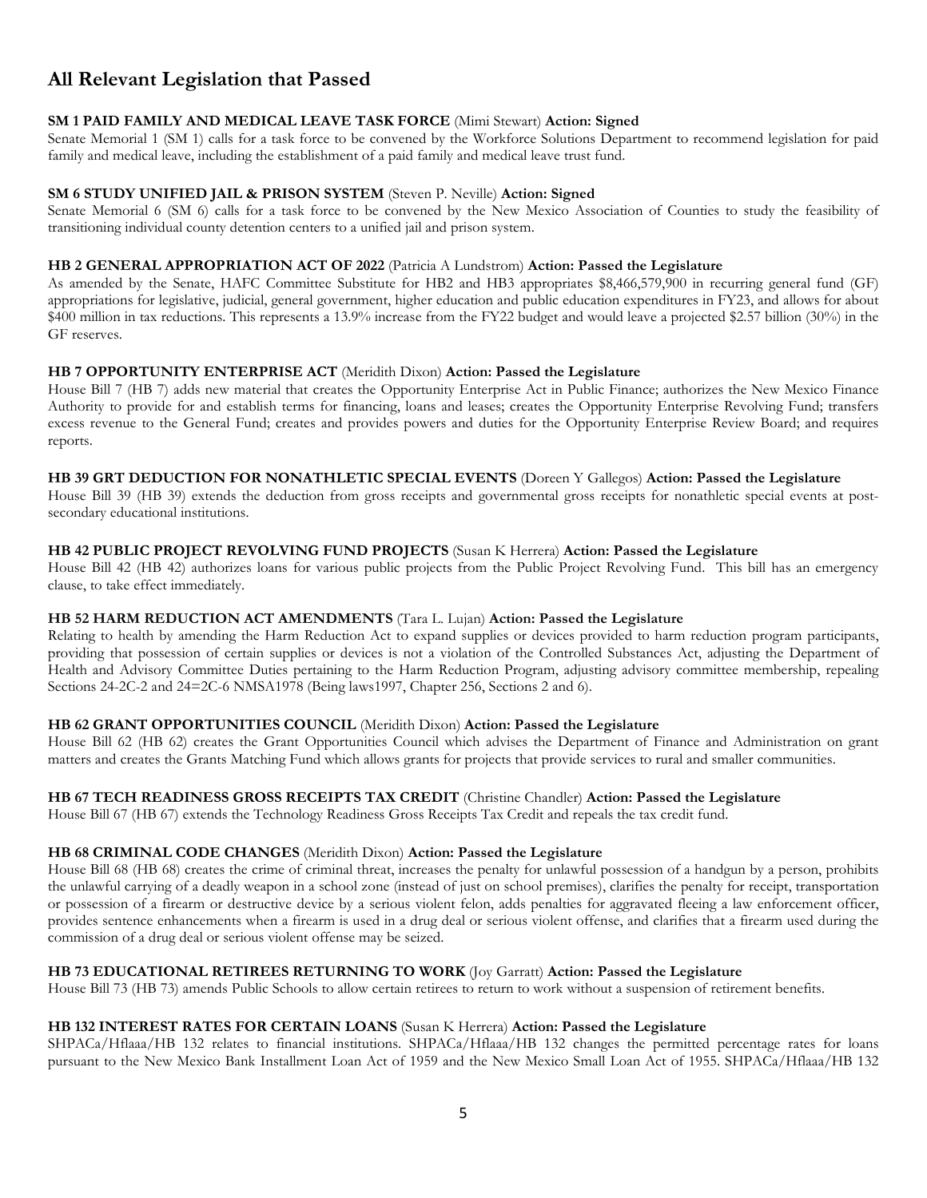## All Relevant Legislation that Passed

**SM 1 PAID FAMILY AND MEDICAL LEAVE TASK FORCE** (Mimi Stewart) **Action: Signed**

Senate Memorial 1 (SM 1) calls for a task force to be convened by the Workforce Solutions Department to recommend legislation for paid family and medical leave, including the establishment of a paid family and medical leave trust fund.

**SM 6 STUDY UNIFIED JAIL & PRISON SYSTEM** (Steven P. Neville) **Action: Signed**

Senate Memorial 6 (SM 6) calls for a task force to be convened by the New Mexico Association of Counties to study the feasibility of transitioning individual county detention centers to a unified jail and prison system.

**HB 2 GENERAL APPROPRIATION ACT OF 2022** (Patricia A Lundstrom) **Action: Passed the Legislature**

As amended by the Senate, HAFC Committee Substitute for HB2 and HB3 appropriates $8,466,579,900 in recurring general fund (GF) appropriations for legislative, judicial, general government, higher education and public education expenditures in FY23, and allows for about $400 million in tax reductions. This represents a 13.9% increase from the FY22 budget and would leave a projected $2.57 billion (30%) in the GF reserves.

**HB 7 OPPORTUNITY ENTERPRISE ACT** (Meridith Dixon) **Action: Passed the Legislature**

House Bill 7 (HB 7) adds new material that creates the Opportunity Enterprise Act in Public Finance; authorizes the New Mexico Finance Authority to provide for and establish terms for financing, loans and leases; creates the Opportunity Enterprise Revolving Fund; transfers excess revenue to the General Fund; creates and provides powers and duties for the Opportunity Enterprise Review Board; and requires reports.

**HB 39 GRT DEDUCTION FOR NONATHLETIC SPECIAL EVENTS** (Doreen Y Gallegos) **Action: Passed the Legislature**

House Bill 39 (HB 39) extends the deduction from gross receipts and governmental gross receipts for nonathletic special events at post-secondary educational institutions.

**HB 42 PUBLIC PROJECT REVOLVING FUND PROJECTS** (Susan K Herrera) **Action: Passed the Legislature**

House Bill 42 (HB 42) authorizes loans for various public projects from the Public Project Revolving Fund. This bill has an emergency clause, to take effect immediately.

**HB 52 HARM REDUCTION ACT AMENDMENTS** (Tara L. Lujan) **Action: Passed the Legislature**

Relating to health by amending the Harm Reduction Act to expand supplies or devices provided to harm reduction program participants, providing that possession of certain supplies or devices is not a violation of the Controlled Substances Act, adjusting the Department of Health and Advisory Committee Duties pertaining to the Harm Reduction Program, adjusting advisory committee membership, repealing Sections 24-2C-2 and 24=2C-6 NMSA1978 (Being laws1997, Chapter 256, Sections 2 and 6).

**HB 62 GRANT OPPORTUNITIES COUNCIL** (Meridith Dixon) **Action: Passed the Legislature**

House Bill 62 (HB 62) creates the Grant Opportunities Council which advises the Department of Finance and Administration on grant matters and creates the Grants Matching Fund which allows grants for projects that provide services to rural and smaller communities.

**HB 67 TECH READINESS GROSS RECEIPTS TAX CREDIT** (Christine Chandler) **Action: Passed the Legislature**

House Bill 67 (HB 67) extends the Technology Readiness Gross Receipts Tax Credit and repeals the tax credit fund.

**HB 68 CRIMINAL CODE CHANGES** (Meridith Dixon) **Action: Passed the Legislature**

House Bill 68 (HB 68) creates the crime of criminal threat, increases the penalty for unlawful possession of a handgun by a person, prohibits the unlawful carrying of a deadly weapon in a school zone (instead of just on school premises), clarifies the penalty for receipt, transportation or possession of a firearm or destructive device by a serious violent felon, adds penalties for aggravated fleeing a law enforcement officer, provides sentence enhancements when a firearm is used in a drug deal or serious violent offense, and clarifies that a firearm used during the commission of a drug deal or serious violent offense may be seized.

**HB 73 EDUCATIONAL RETIREES RETURNING TO WORK** (Joy Garratt) **Action: Passed the Legislature**

House Bill 73 (HB 73) amends Public Schools to allow certain retirees to return to work without a suspension of retirement benefits.

**HB 132 INTEREST RATES FOR CERTAIN LOANS** (Susan K Herrera) **Action: Passed the Legislature**

SHPACa/Hflaaa/HB 132 relates to financial institutions. SHPACa/Hflaaa/HB 132 changes the permitted percentage rates for loans pursuant to the New Mexico Bank Installment Loan Act of 1959 and the New Mexico Small Loan Act of 1955. SHPACa/Hflaaa/HB 132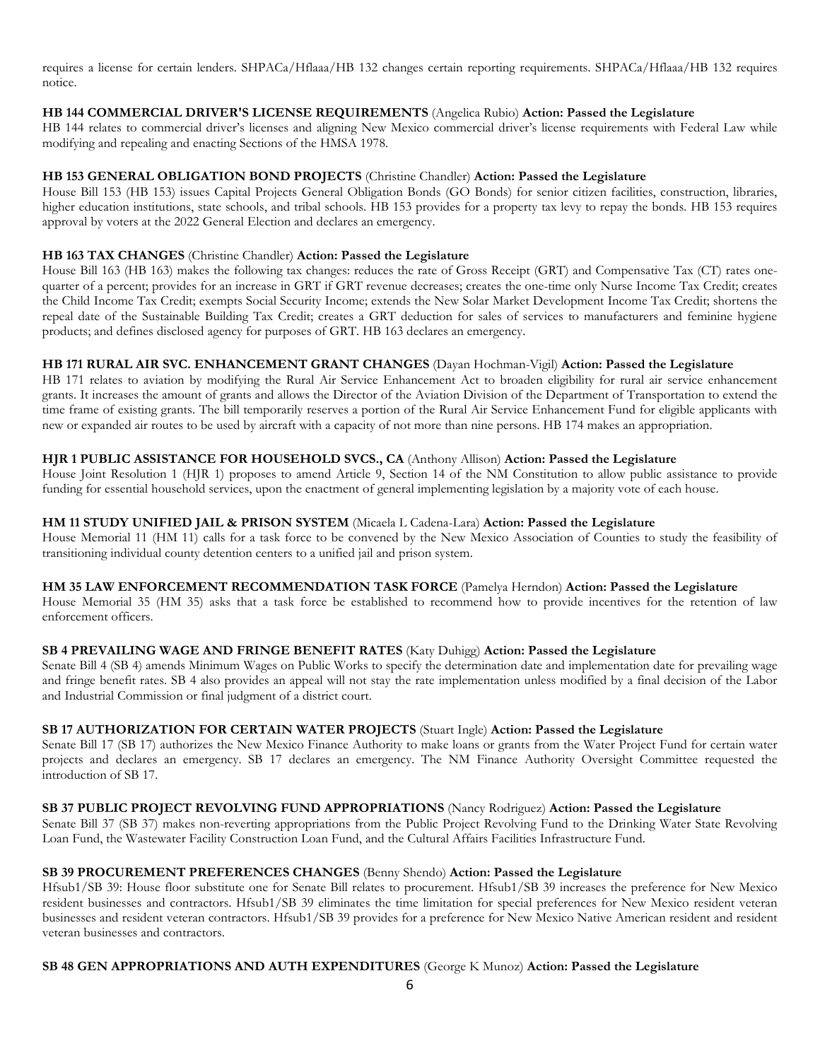requires a license for certain lenders. SHPACa/Hflaaa/HB 132 changes certain reporting requirements. SHPACa/Hflaaa/HB 132 requires notice.

**HB 144 COMMERCIAL DRIVER'S LICENSE REQUIREMENTS** (Angelica Rubio) **Action: Passed the Legislature**
HB 144 relates to commercial driver's licenses and aligning New Mexico commercial driver's license requirements with Federal Law while modifying and repealing and enacting Sections of the HMSA 1978.

**HB 153 GENERAL OBLIGATION BOND PROJECTS** (Christine Chandler) **Action: Passed the Legislature**
House Bill 153 (HB 153) issues Capital Projects General Obligation Bonds (GO Bonds) for senior citizen facilities, construction, libraries, higher education institutions, state schools, and tribal schools. HB 153 provides for a property tax levy to repay the bonds. HB 153 requires approval by voters at the 2022 General Election and declares an emergency.

**HB 163 TAX CHANGES** (Christine Chandler) **Action: Passed the Legislature**
House Bill 163 (HB 163) makes the following tax changes: reduces the rate of Gross Receipt (GRT) and Compensative Tax (CT) rates one-quarter of a percent; provides for an increase in GRT if GRT revenue decreases; creates the one-time only Nurse Income Tax Credit; creates the Child Income Tax Credit; exempts Social Security Income; extends the New Solar Market Development Income Tax Credit; shortens the repeal date of the Sustainable Building Tax Credit; creates a GRT deduction for sales of services to manufacturers and feminine hygiene products; and defines disclosed agency for purposes of GRT. HB 163 declares an emergency.

**HB 171 RURAL AIR SVC. ENHANCEMENT GRANT CHANGES** (Dayan Hochman-Vigil) **Action: Passed the Legislature**
HB 171 relates to aviation by modifying the Rural Air Service Enhancement Act to broaden eligibility for rural air service enhancement grants. It increases the amount of grants and allows the Director of the Aviation Division of the Department of Transportation to extend the time frame of existing grants. The bill temporarily reserves a portion of the Rural Air Service Enhancement Fund for eligible applicants with new or expanded air routes to be used by aircraft with a capacity of not more than nine persons. HB 174 makes an appropriation.

**HJR 1 PUBLIC ASSISTANCE FOR HOUSEHOLD SVCS., CA** (Anthony Allison) **Action: Passed the Legislature**
House Joint Resolution 1 (HJR 1) proposes to amend Article 9, Section 14 of the NM Constitution to allow public assistance to provide funding for essential household services, upon the enactment of general implementing legislation by a majority vote of each house.

**HM 11 STUDY UNIFIED JAIL & PRISON SYSTEM** (Micaela L Cadena-Lara) **Action: Passed the Legislature**
House Memorial 11 (HM 11) calls for a task force to be convened by the New Mexico Association of Counties to study the feasibility of transitioning individual county detention centers to a unified jail and prison system.

**HM 35 LAW ENFORCEMENT RECOMMENDATION TASK FORCE** (Pamelya Herndon) **Action: Passed the Legislature**
House Memorial 35 (HM 35) asks that a task force be established to recommend how to provide incentives for the retention of law enforcement officers.

**SB 4 PREVAILING WAGE AND FRINGE BENEFIT RATES** (Katy Duhigg) **Action: Passed the Legislature**
Senate Bill 4 (SB 4) amends Minimum Wages on Public Works to specify the determination date and implementation date for prevailing wage and fringe benefit rates. SB 4 also provides an appeal will not stay the rate implementation unless modified by a final decision of the Labor and Industrial Commission or final judgment of a district court.

**SB 17 AUTHORIZATION FOR CERTAIN WATER PROJECTS** (Stuart Ingle) **Action: Passed the Legislature**
Senate Bill 17 (SB 17) authorizes the New Mexico Finance Authority to make loans or grants from the Water Project Fund for certain water projects and declares an emergency. SB 17 declares an emergency. The NM Finance Authority Oversight Committee requested the introduction of SB 17.

**SB 37 PUBLIC PROJECT REVOLVING FUND APPROPRIATIONS** (Nancy Rodriguez) **Action: Passed the Legislature**
Senate Bill 37 (SB 37) makes non-reverting appropriations from the Public Project Revolving Fund to the Drinking Water State Revolving Loan Fund, the Wastewater Facility Construction Loan Fund, and the Cultural Affairs Facilities Infrastructure Fund.

**SB 39 PROCUREMENT PREFERENCES CHANGES** (Benny Shendo) **Action: Passed the Legislature**
Hfsub1/SB 39: House floor substitute one for Senate Bill relates to procurement. Hfsub1/SB 39 increases the preference for New Mexico resident businesses and contractors. Hfsub1/SB 39 eliminates the time limitation for special preferences for New Mexico resident veteran businesses and resident veteran contractors. Hfsub1/SB 39 provides for a preference for New Mexico Native American resident and resident veteran businesses and contractors.

**SB 48 GEN APPROPRIATIONS AND AUTH EXPENDITURES** (George K Munoz) **Action: Passed the Legislature**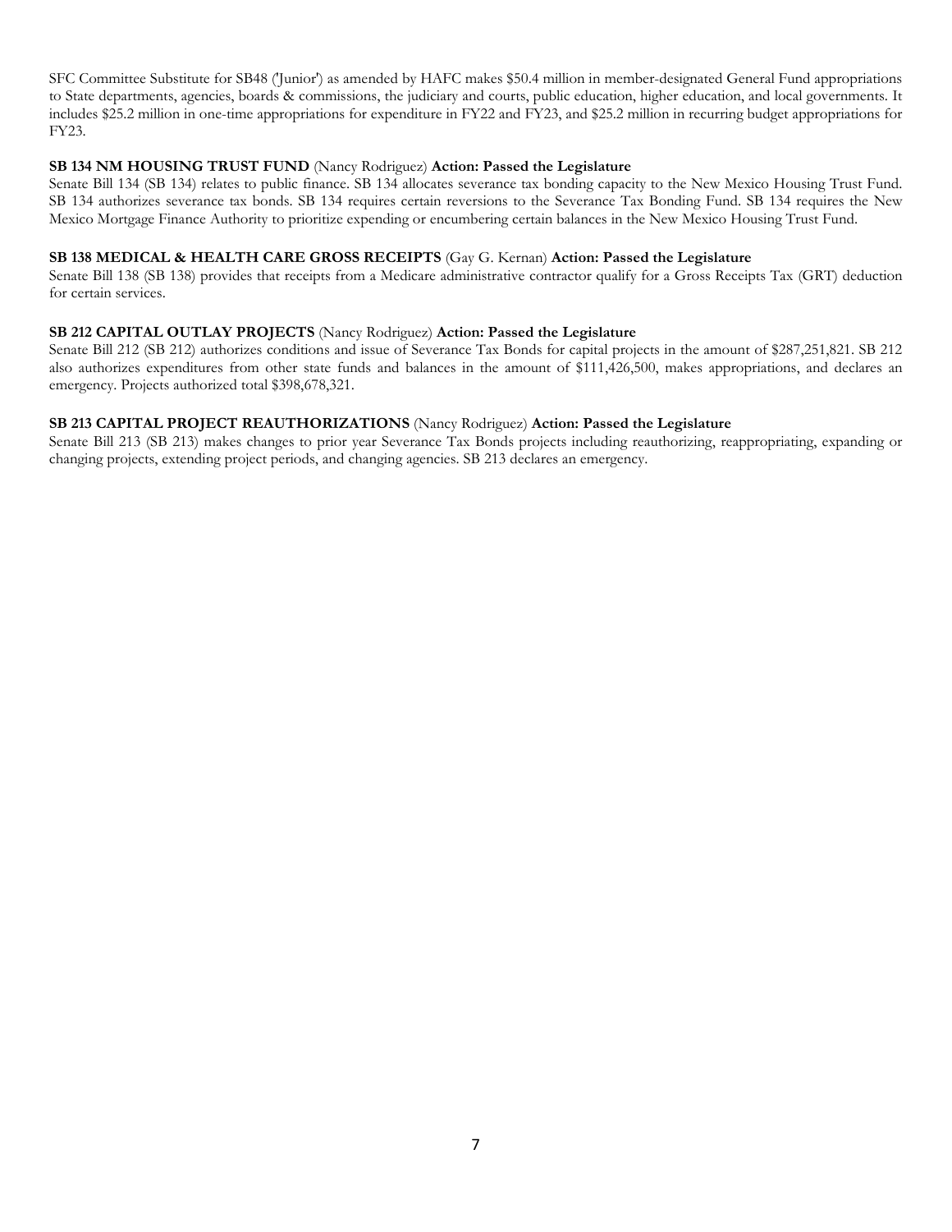SFC Committee Substitute for SB48 ('Junior') as amended by HAFC makes $50.4 million in member-designated General Fund appropriations to State departments, agencies, boards & commissions, the judiciary and courts, public education, higher education, and local governments. It includes $25.2 million in one-time appropriations for expenditure in FY22 and FY23, and $25.2 million in recurring budget appropriations for FY23.

**SB 134 NM HOUSING TRUST FUND** (Nancy Rodriguez) **Action: Passed the Legislature**
Senate Bill 134 (SB 134) relates to public finance. SB 134 allocates severance tax bonding capacity to the New Mexico Housing Trust Fund. SB 134 authorizes severance tax bonds. SB 134 requires certain reversions to the Severance Tax Bonding Fund. SB 134 requires the New Mexico Mortgage Finance Authority to prioritize expending or encumbering certain balances in the New Mexico Housing Trust Fund.

**SB 138 MEDICAL & HEALTH CARE GROSS RECEIPTS** (Gay G. Kernan) **Action: Passed the Legislature**
Senate Bill 138 (SB 138) provides that receipts from a Medicare administrative contractor qualify for a Gross Receipts Tax (GRT) deduction for certain services.

**SB 212 CAPITAL OUTLAY PROJECTS** (Nancy Rodriguez) **Action: Passed the Legislature**
Senate Bill 212 (SB 212) authorizes conditions and issue of Severance Tax Bonds for capital projects in the amount of $287,251,821. SB 212 also authorizes expenditures from other state funds and balances in the amount of $111,426,500, makes appropriations, and declares an emergency. Projects authorized total $398,678,321.

**SB 213 CAPITAL PROJECT REAUTHORIZATIONS** (Nancy Rodriguez) **Action: Passed the Legislature**
Senate Bill 213 (SB 213) makes changes to prior year Severance Tax Bonds projects including reauthorizing, reappropriating, expanding or changing projects, extending project periods, and changing agencies. SB 213 declares an emergency.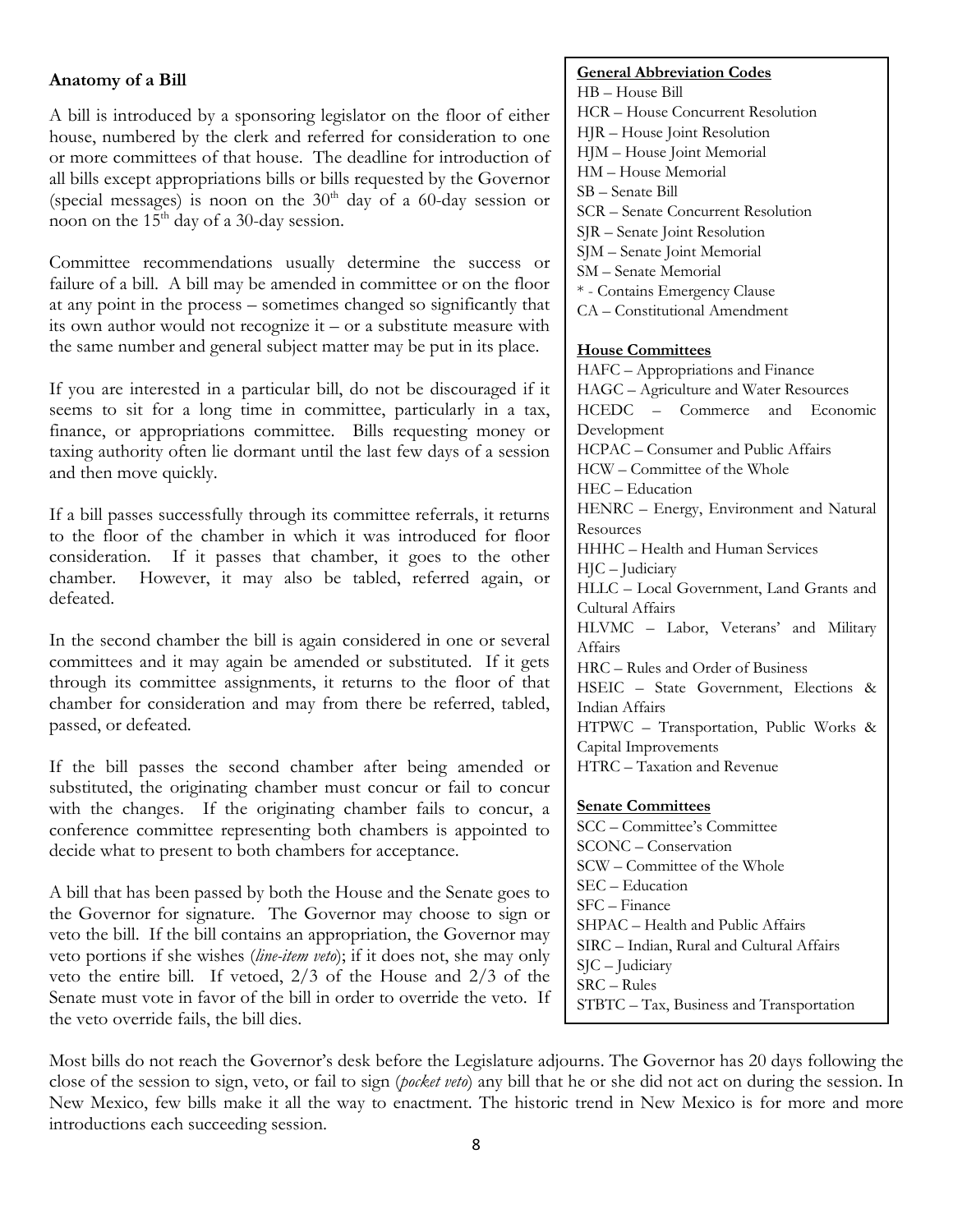## Anatomy of a Bill

A bill is introduced by a sponsoring legislator on the floor of either house, numbered by the clerk and referred for consideration to one or more committees of that house. The deadline for introduction of all bills except appropriations bills or bills requested by the Governor (special messages) is noon on the 30th day of a 60-day session or noon on the 15th day of a 30-day session.

Committee recommendations usually determine the success or failure of a bill. A bill may be amended in committee or on the floor at any point in the process – sometimes changed so significantly that its own author would not recognize it – or a substitute measure with the same number and general subject matter may be put in its place.

If you are interested in a particular bill, do not be discouraged if it seems to sit for a long time in committee, particularly in a tax, finance, or appropriations committee. Bills requesting money or taxing authority often lie dormant until the last few days of a session and then move quickly.

If a bill passes successfully through its committee referrals, it returns to the floor of the chamber in which it was introduced for floor consideration. If it passes that chamber, it goes to the other chamber. However, it may also be tabled, referred again, or defeated.

In the second chamber the bill is again considered in one or several committees and it may again be amended or substituted. If it gets through its committee assignments, it returns to the floor of that chamber for consideration and may from there be referred, tabled, passed, or defeated.

If the bill passes the second chamber after being amended or substituted, the originating chamber must concur or fail to concur with the changes. If the originating chamber fails to concur, a conference committee representing both chambers is appointed to decide what to present to both chambers for acceptance.

A bill that has been passed by both the House and the Senate goes to the Governor for signature. The Governor may choose to sign or veto the bill. If the bill contains an appropriation, the Governor may veto portions if she wishes (*line-item veto*); if it does not, she may only veto the entire bill. If vetoed, 2/3 of the House and 2/3 of the Senate must vote in favor of the bill in order to override the veto. If the veto override fails, the bill dies.

**General Abbreviation Codes**

HB – House Bill
HCR – House Concurrent Resolution
HJR – House Joint Resolution
HJM – House Joint Memorial
HM – House Memorial
SB – Senate Bill
SCR – Senate Concurrent Resolution
SJR – Senate Joint Resolution
SJM – Senate Joint Memorial
SM – Senate Memorial
* - Contains Emergency Clause
CA – Constitutional Amendment

**House Committees**

HAFC – Appropriations and Finance
HAGC – Agriculture and Water Resources
HCEDC – Commerce and Economic Development
HCPAC – Consumer and Public Affairs
HCW – Committee of the Whole
HEC – Education
HENRC – Energy, Environment and Natural Resources
HHHC – Health and Human Services
HJC – Judiciary
HLLC – Local Government, Land Grants and Cultural Affairs
HLVMC – Labor, Veterans' and Military Affairs
HRC – Rules and Order of Business
HSEIC – State Government, Elections & Indian Affairs
HTPWC – Transportation, Public Works & Capital Improvements
HTRC – Taxation and Revenue

**Senate Committees**

SCC – Committee's Committee
SCONC – Conservation
SCW – Committee of the Whole
SEC – Education
SFC – Finance
SHPAC – Health and Public Affairs
SIRC – Indian, Rural and Cultural Affairs
SJC – Judiciary
SRC – Rules
STBTC – Tax, Business and Transportation

Most bills do not reach the Governor's desk before the Legislature adjourns. The Governor has 20 days following the close of the session to sign, veto, or fail to sign (*pocket veto*) any bill that he or she did not act on during the session. In New Mexico, few bills make it all the way to enactment. The historic trend in New Mexico is for more and more introductions each succeeding session.